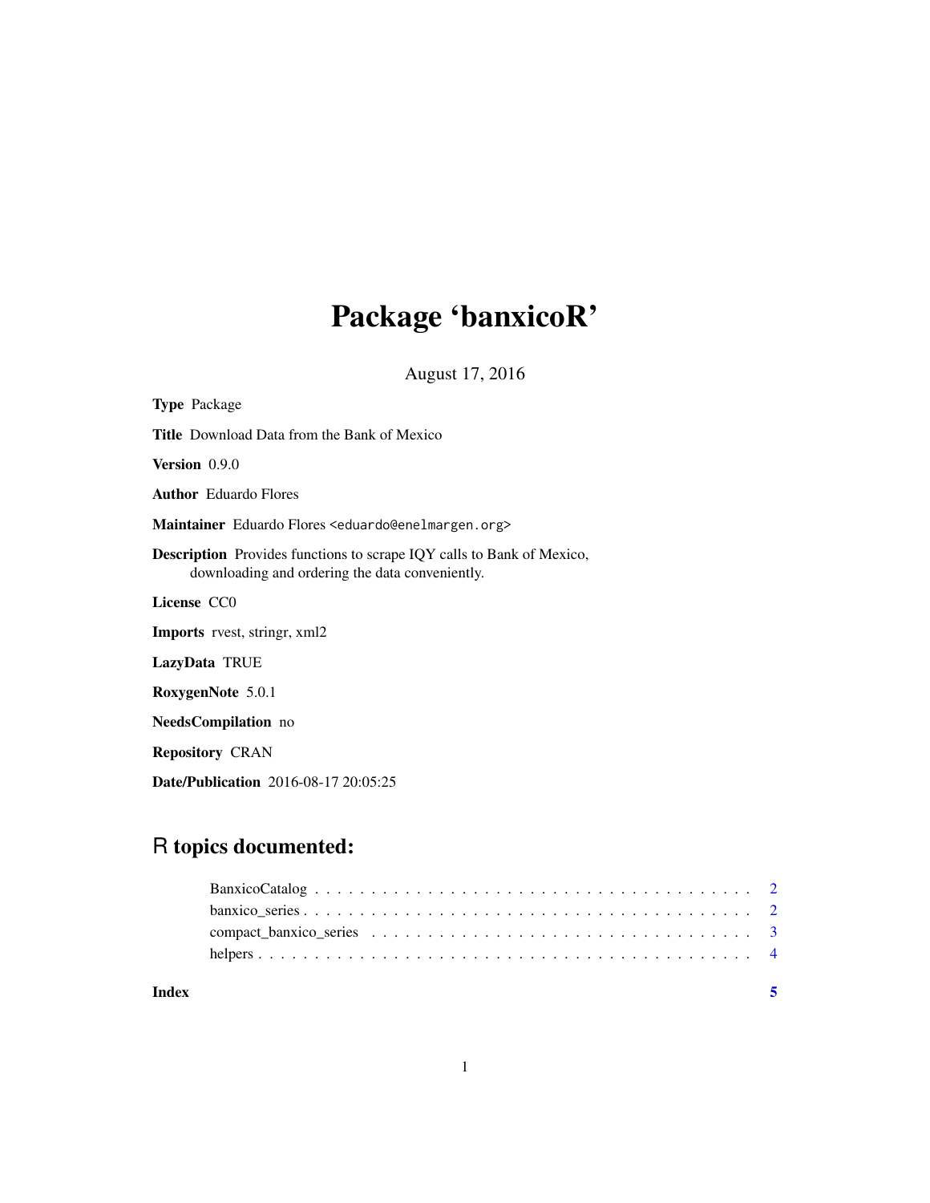# Package 'banxicoR'

August 17, 2016

**Type** Package

**Title** Download Data from the Bank of Mexico

**Version** 0.9.0

**Author** Eduardo Flores

**Maintainer** Eduardo Flores <eduardo@enelmargen.org>

**Description** Provides functions to scrape IQY calls to Bank of Mexico, downloading and ordering the data conveniently.

**License** CC0

**Imports** rvest, stringr, xml2

**LazyData** TRUE

**RoxygenNote** 5.0.1

**NeedsCompilation** no

**Repository** CRAN

**Date/Publication** 2016-08-17 20:05:25

## R topics documented:

| | |
|---|---|
| BanxicoCatalog | 2 |
| banxico_series | 2 |
| compact_banxico_series | 3 |
| helpers | 4 |
| **Index** | **5** |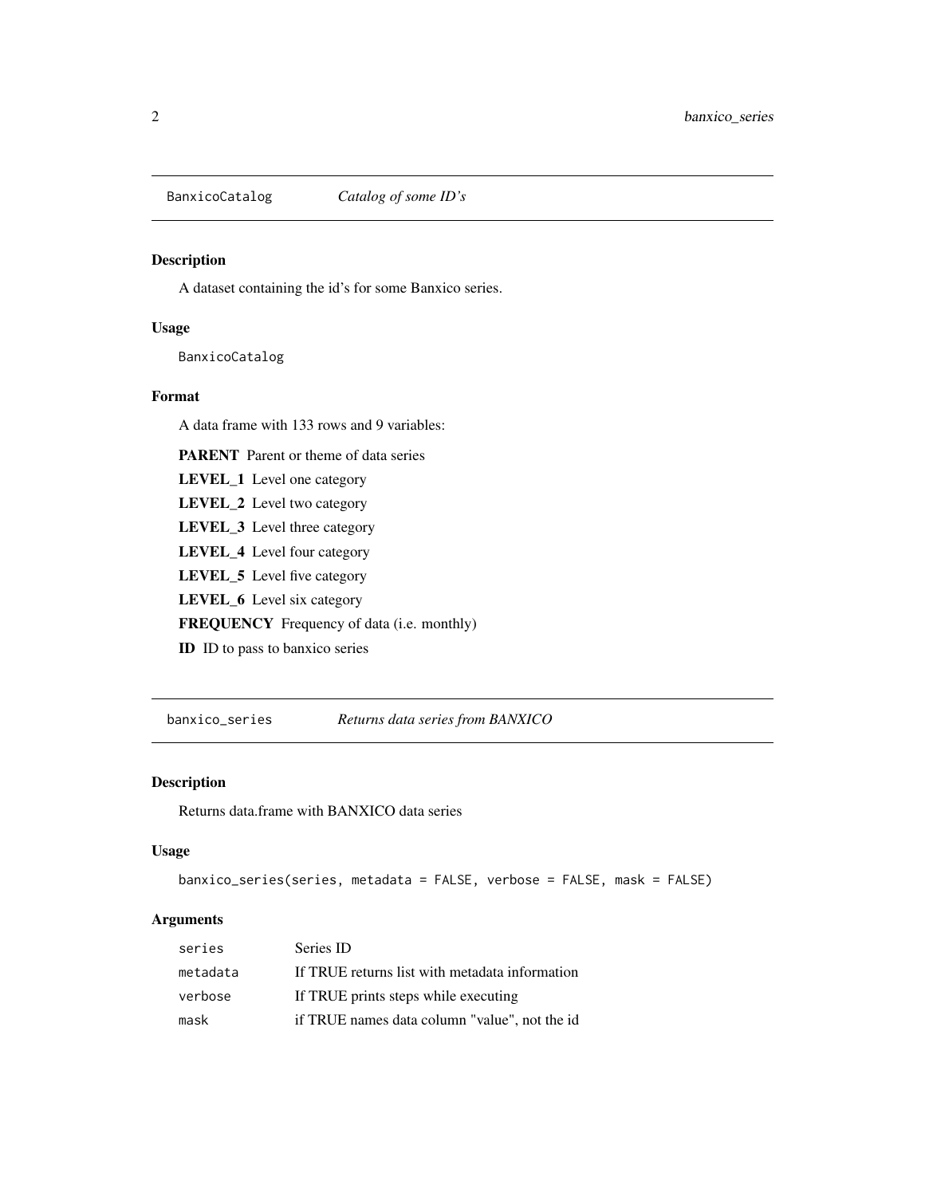## BanxicoCatalog — *Catalog of some ID's*

### Description

A dataset containing the id's for some Banxico series.

### Usage

```
BanxicoCatalog
```

### Format

A data frame with 133 rows and 9 variables:

- **PARENT** Parent or theme of data series
- **LEVEL_1** Level one category
- **LEVEL_2** Level two category
- **LEVEL_3** Level three category
- **LEVEL_4** Level four category
- **LEVEL_5** Level five category
- **LEVEL_6** Level six category
- **FREQUENCY** Frequency of data (i.e. monthly)
- **ID** ID to pass to banxico series

## banxico_series — *Returns data series from BANXICO*

### Description

Returns data.frame with BANXICO data series

### Usage

```
banxico_series(series, metadata = FALSE, verbose = FALSE, mask = FALSE)
```

### Arguments

| | |
|---|---|
| `series` | Series ID |
| `metadata` | If TRUE returns list with metadata information |
| `verbose` | If TRUE prints steps while executing |
| `mask` | if TRUE names data column "value", not the id |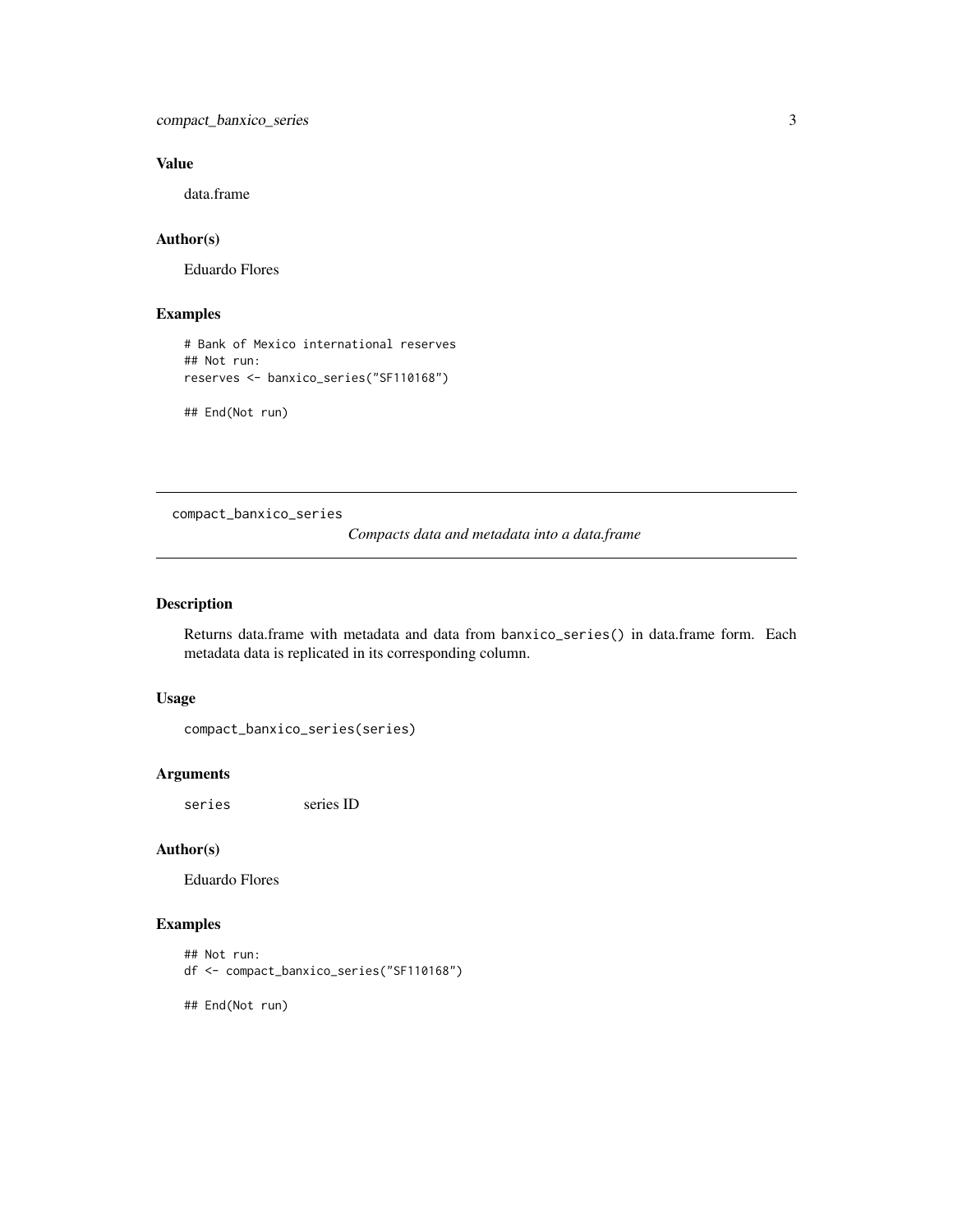### Value

data.frame

### Author(s)

Eduardo Flores

### Examples

```
# Bank of Mexico international reserves
## Not run:
reserves <- banxico_series("SF110168")

## End(Not run)
```

---

## compact_banxico_series

*Compacts data and metadata into a data.frame*

---

### Description

Returns data.frame with metadata and data from `banxico_series()` in data.frame form. Each metadata data is replicated in its corresponding column.

### Usage

```
compact_banxico_series(series)
```

### Arguments

| | |
|---|---|
| `series` | series ID |

### Author(s)

Eduardo Flores

### Examples

```
## Not run:
df <- compact_banxico_series("SF110168")

## End(Not run)
```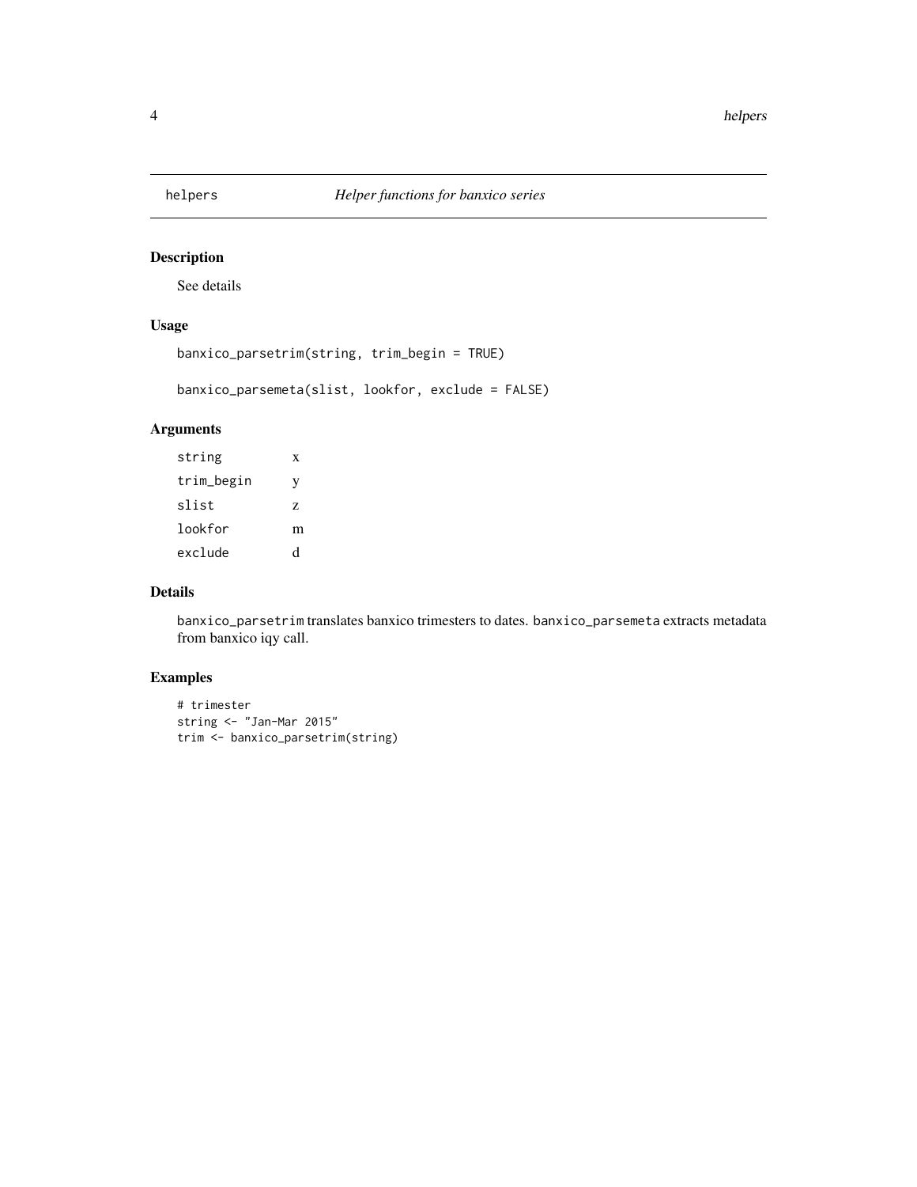## helpers *Helper functions for banxico series*

### Description

See details

### Usage

```
banxico_parsetrim(string, trim_begin = TRUE)

banxico_parsemeta(slist, lookfor, exclude = FALSE)
```

### Arguments

| | |
|---|---|
| string | x |
| trim_begin | y |
| slist | z |
| lookfor | m |
| exclude | d |

### Details

banxico_parsetrim translates banxico trimesters to dates. banxico_parsemeta extracts metadata from banxico iqy call.

### Examples

```
# trimester
string <- "Jan-Mar 2015"
trim <- banxico_parsetrim(string)
```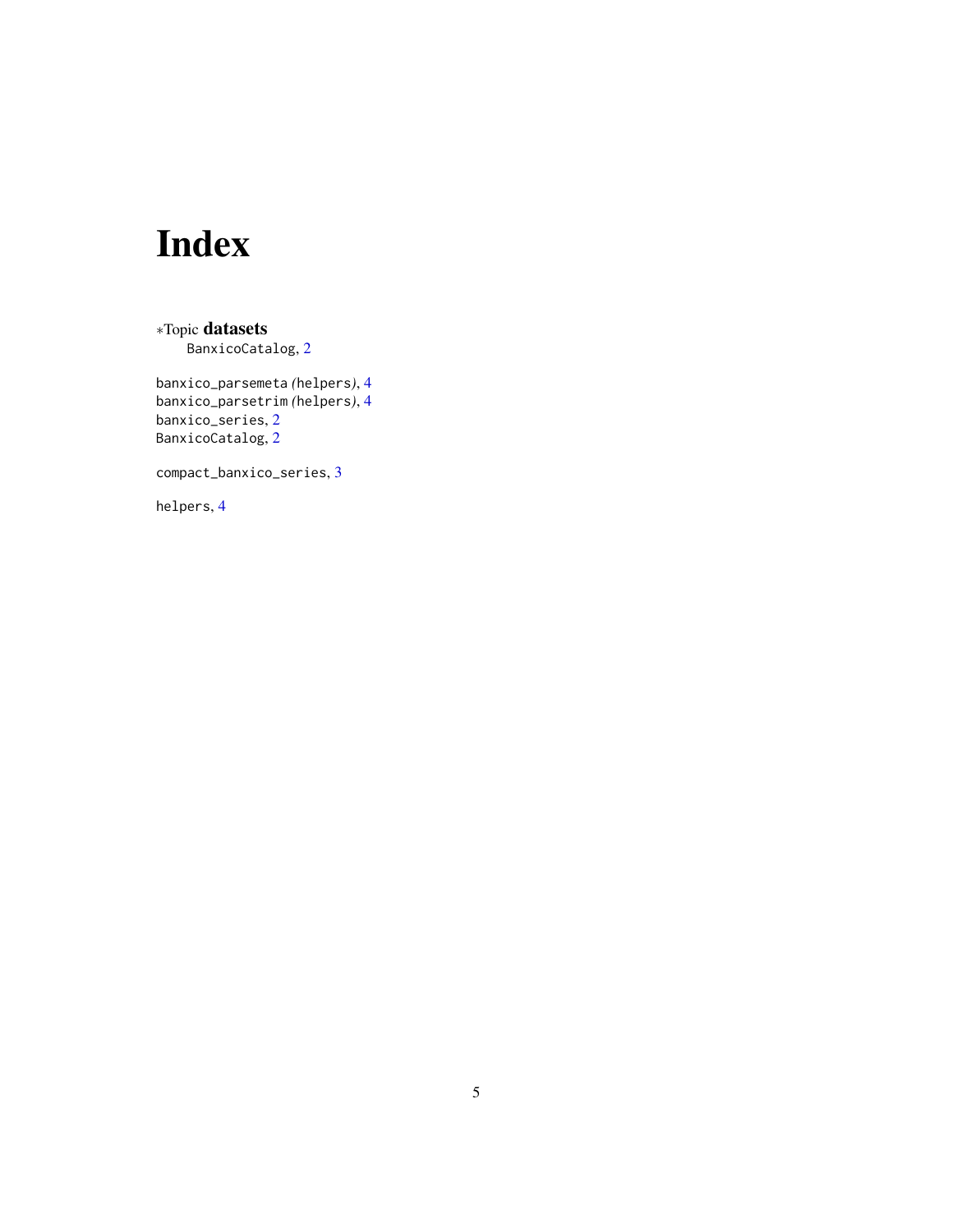# Index

∗Topic **datasets**

BanxicoCatalog, 2

banxico_parsemeta *(*helpers*)*, 4
banxico_parsetrim *(*helpers*)*, 4
banxico_series, 2
BanxicoCatalog, 2

compact_banxico_series, 3

helpers, 4